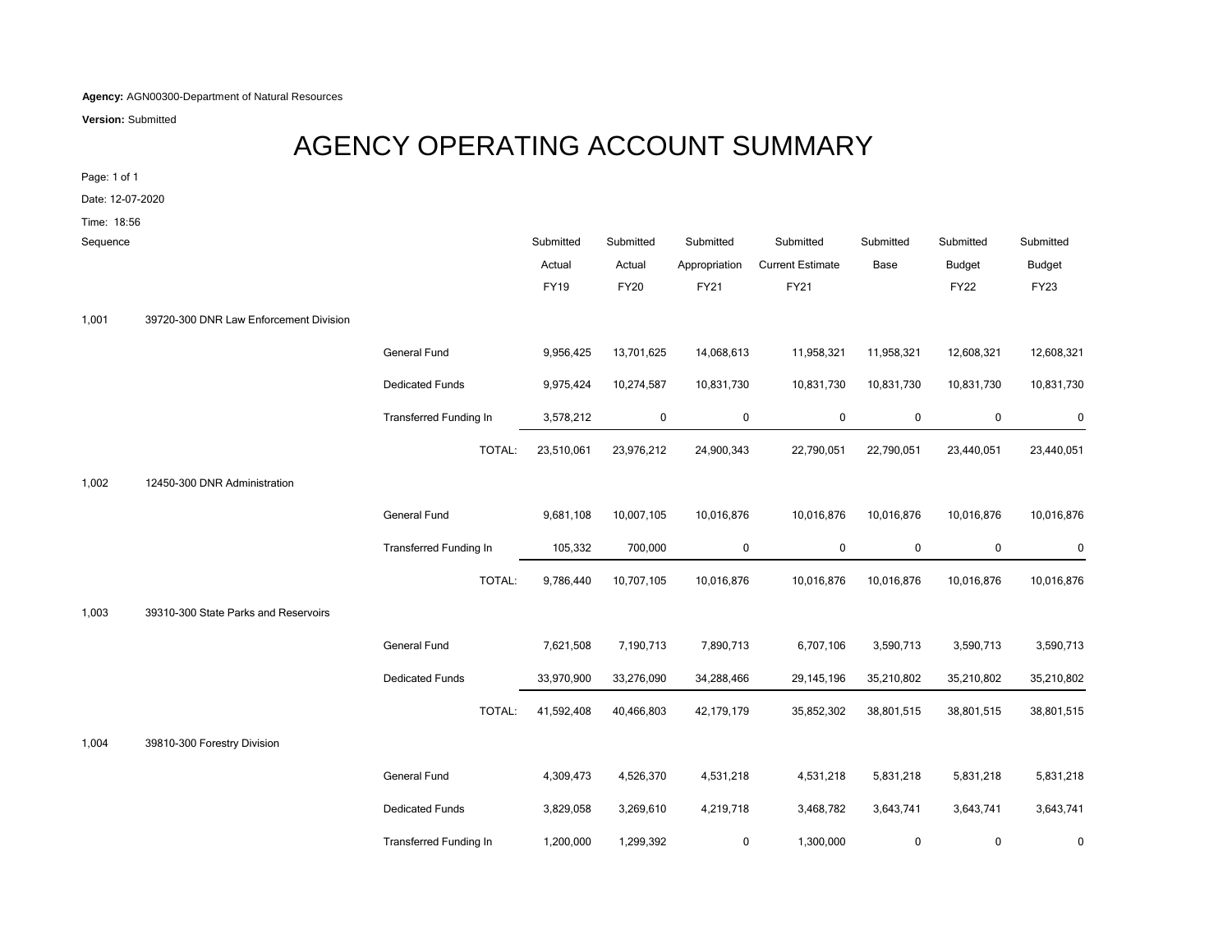**Agency:** AGN00300-Department of Natural Resources

**Version:** Submitted

# AGENCY OPERATING ACCOUNT SUMMARY

Page: 1 of 1

Date: 12-07-2020

Time: 18:56

| Sequence | | | Submitted Actual FY19 | Submitted Actual FY20 | Submitted Appropriation FY21 | Submitted Current Estimate FY21 | Submitted Base | Submitted Budget FY22 | Submitted Budget FY23 |
|---|---|---|---|---|---|---|---|---|---|
| 1,001 | 39720-300 DNR Law Enforcement Division | | | | | | | | |
| | | General Fund | 9,956,425 | 13,701,625 | 14,068,613 | 11,958,321 | 11,958,321 | 12,608,321 | 12,608,321 |
| | | Dedicated Funds | 9,975,424 | 10,274,587 | 10,831,730 | 10,831,730 | 10,831,730 | 10,831,730 | 10,831,730 |
| | | Transferred Funding In | 3,578,212 | 0 | 0 | 0 | 0 | 0 | 0 |
| | | TOTAL: | 23,510,061 | 23,976,212 | 24,900,343 | 22,790,051 | 22,790,051 | 23,440,051 | 23,440,051 |
| 1,002 | 12450-300 DNR Administration | | | | | | | | |
| | | General Fund | 9,681,108 | 10,007,105 | 10,016,876 | 10,016,876 | 10,016,876 | 10,016,876 | 10,016,876 |
| | | Transferred Funding In | 105,332 | 700,000 | 0 | 0 | 0 | 0 | 0 |
| | | TOTAL: | 9,786,440 | 10,707,105 | 10,016,876 | 10,016,876 | 10,016,876 | 10,016,876 | 10,016,876 |
| 1,003 | 39310-300 State Parks and Reservoirs | | | | | | | | |
| | | General Fund | 7,621,508 | 7,190,713 | 7,890,713 | 6,707,106 | 3,590,713 | 3,590,713 | 3,590,713 |
| | | Dedicated Funds | 33,970,900 | 33,276,090 | 34,288,466 | 29,145,196 | 35,210,802 | 35,210,802 | 35,210,802 |
| | | TOTAL: | 41,592,408 | 40,466,803 | 42,179,179 | 35,852,302 | 38,801,515 | 38,801,515 | 38,801,515 |
| 1,004 | 39810-300 Forestry Division | | | | | | | | |
| | | General Fund | 4,309,473 | 4,526,370 | 4,531,218 | 4,531,218 | 5,831,218 | 5,831,218 | 5,831,218 |
| | | Dedicated Funds | 3,829,058 | 3,269,610 | 4,219,718 | 3,468,782 | 3,643,741 | 3,643,741 | 3,643,741 |
| | | Transferred Funding In | 1,200,000 | 1,299,392 | 0 | 1,300,000 | 0 | 0 | 0 |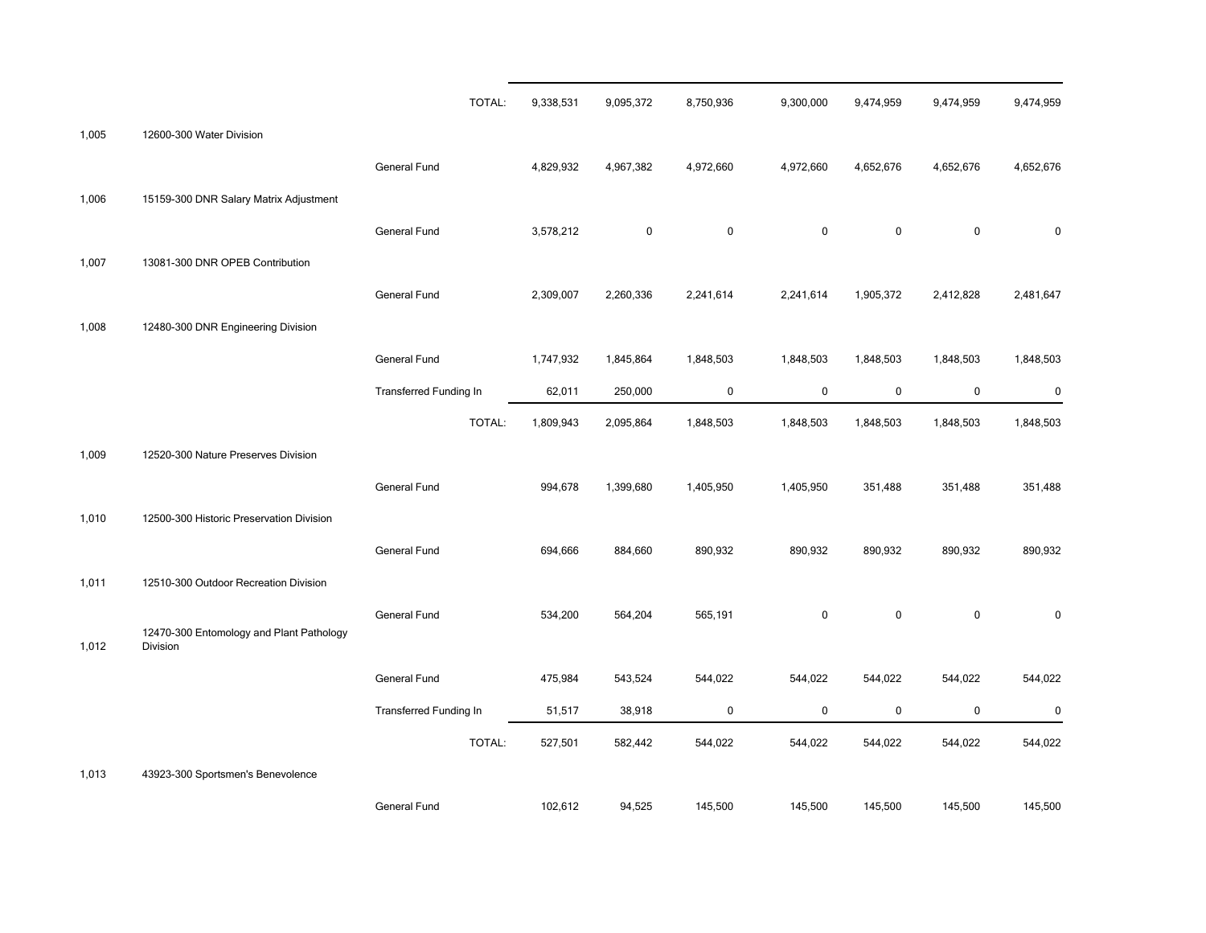| | | | | | | | | | |
|---|---|---|---|---|---|---|---|---|---|
| | | TOTAL: | 9,338,531 | 9,095,372 | 8,750,936 | 9,300,000 | 9,474,959 | 9,474,959 | 9,474,959 |
| 1,005 | 12600-300 Water Division | | | | | | | | |
| | | General Fund | 4,829,932 | 4,967,382 | 4,972,660 | 4,972,660 | 4,652,676 | 4,652,676 | 4,652,676 |
| 1,006 | 15159-300 DNR Salary Matrix Adjustment | | | | | | | | |
| | | General Fund | 3,578,212 | 0 | 0 | 0 | 0 | 0 | 0 |
| 1,007 | 13081-300 DNR OPEB Contribution | | | | | | | | |
| | | General Fund | 2,309,007 | 2,260,336 | 2,241,614 | 2,241,614 | 1,905,372 | 2,412,828 | 2,481,647 |
| 1,008 | 12480-300 DNR Engineering Division | | | | | | | | |
| | | General Fund | 1,747,932 | 1,845,864 | 1,848,503 | 1,848,503 | 1,848,503 | 1,848,503 | 1,848,503 |
| | | Transferred Funding In | 62,011 | 250,000 | 0 | 0 | 0 | 0 | 0 |
| | | TOTAL: | 1,809,943 | 2,095,864 | 1,848,503 | 1,848,503 | 1,848,503 | 1,848,503 | 1,848,503 |
| 1,009 | 12520-300 Nature Preserves Division | | | | | | | | |
| | | General Fund | 994,678 | 1,399,680 | 1,405,950 | 1,405,950 | 351,488 | 351,488 | 351,488 |
| 1,010 | 12500-300 Historic Preservation Division | | | | | | | | |
| | | General Fund | 694,666 | 884,660 | 890,932 | 890,932 | 890,932 | 890,932 | 890,932 |
| 1,011 | 12510-300 Outdoor Recreation Division | | | | | | | | |
| | | General Fund | 534,200 | 564,204 | 565,191 | 0 | 0 | 0 | 0 |
| 1,012 | 12470-300 Entomology and Plant Pathology Division | | | | | | | | |
| | | General Fund | 475,984 | 543,524 | 544,022 | 544,022 | 544,022 | 544,022 | 544,022 |
| | | Transferred Funding In | 51,517 | 38,918 | 0 | 0 | 0 | 0 | 0 |
| | | TOTAL: | 527,501 | 582,442 | 544,022 | 544,022 | 544,022 | 544,022 | 544,022 |
| 1,013 | 43923-300 Sportsmen's Benevolence | | | | | | | | |
| | | General Fund | 102,612 | 94,525 | 145,500 | 145,500 | 145,500 | 145,500 | 145,500 |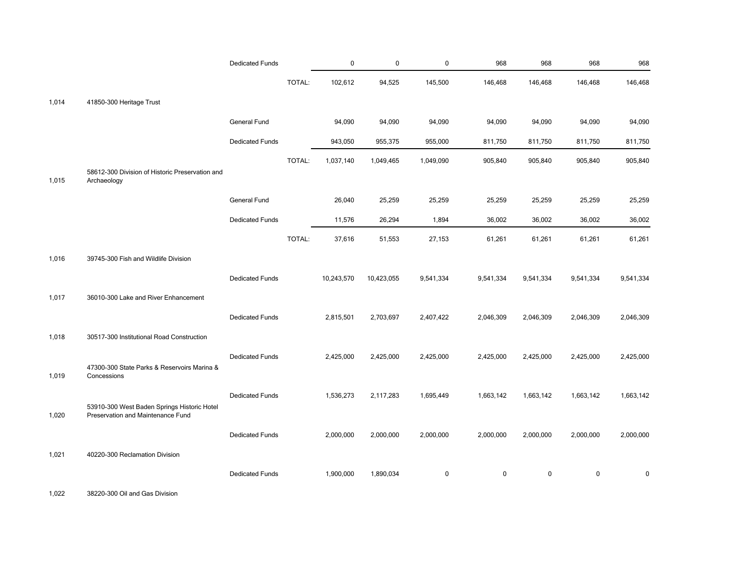| | | | | | | | | | |
|---|---|---|---|---|---|---|---|---|---|
| | | Dedicated Funds | | 0 | 0 | 0 | 968 | 968 | 968 | 968 |
| | | | TOTAL: | 102,612 | 94,525 | 145,500 | 146,468 | 146,468 | 146,468 | 146,468 |
| 1,014 | 41850-300 Heritage Trust | | | | | | | | | |
| | | General Fund | | 94,090 | 94,090 | 94,090 | 94,090 | 94,090 | 94,090 | 94,090 |
| | | Dedicated Funds | | 943,050 | 955,375 | 955,000 | 811,750 | 811,750 | 811,750 | 811,750 |
| | | | TOTAL: | 1,037,140 | 1,049,465 | 1,049,090 | 905,840 | 905,840 | 905,840 | 905,840 |
| 1,015 | 58612-300 Division of Historic Preservation and Archaeology | | | | | | | | | |
| | | General Fund | | 26,040 | 25,259 | 25,259 | 25,259 | 25,259 | 25,259 | 25,259 |
| | | Dedicated Funds | | 11,576 | 26,294 | 1,894 | 36,002 | 36,002 | 36,002 | 36,002 |
| | | | TOTAL: | 37,616 | 51,553 | 27,153 | 61,261 | 61,261 | 61,261 | 61,261 |
| 1,016 | 39745-300 Fish and Wildlife Division | | | | | | | | | |
| | | Dedicated Funds | | 10,243,570 | 10,423,055 | 9,541,334 | 9,541,334 | 9,541,334 | 9,541,334 | 9,541,334 |
| 1,017 | 36010-300 Lake and River Enhancement | | | | | | | | | |
| | | Dedicated Funds | | 2,815,501 | 2,703,697 | 2,407,422 | 2,046,309 | 2,046,309 | 2,046,309 | 2,046,309 |
| 1,018 | 30517-300 Institutional Road Construction | | | | | | | | | |
| | | Dedicated Funds | | 2,425,000 | 2,425,000 | 2,425,000 | 2,425,000 | 2,425,000 | 2,425,000 | 2,425,000 |
| 1,019 | 47300-300 State Parks & Reservoirs Marina & Concessions | | | | | | | | | |
| | | Dedicated Funds | | 1,536,273 | 2,117,283 | 1,695,449 | 1,663,142 | 1,663,142 | 1,663,142 | 1,663,142 |
| 1,020 | 53910-300 West Baden Springs Historic Hotel Preservation and Maintenance Fund | | | | | | | | | |
| | | Dedicated Funds | | 2,000,000 | 2,000,000 | 2,000,000 | 2,000,000 | 2,000,000 | 2,000,000 | 2,000,000 |
| 1,021 | 40220-300 Reclamation Division | | | | | | | | | |
| | | Dedicated Funds | | 1,900,000 | 1,890,034 | 0 | 0 | 0 | 0 | 0 |
| 1,022 | 38220-300 Oil and Gas Division | | | | | | | | | |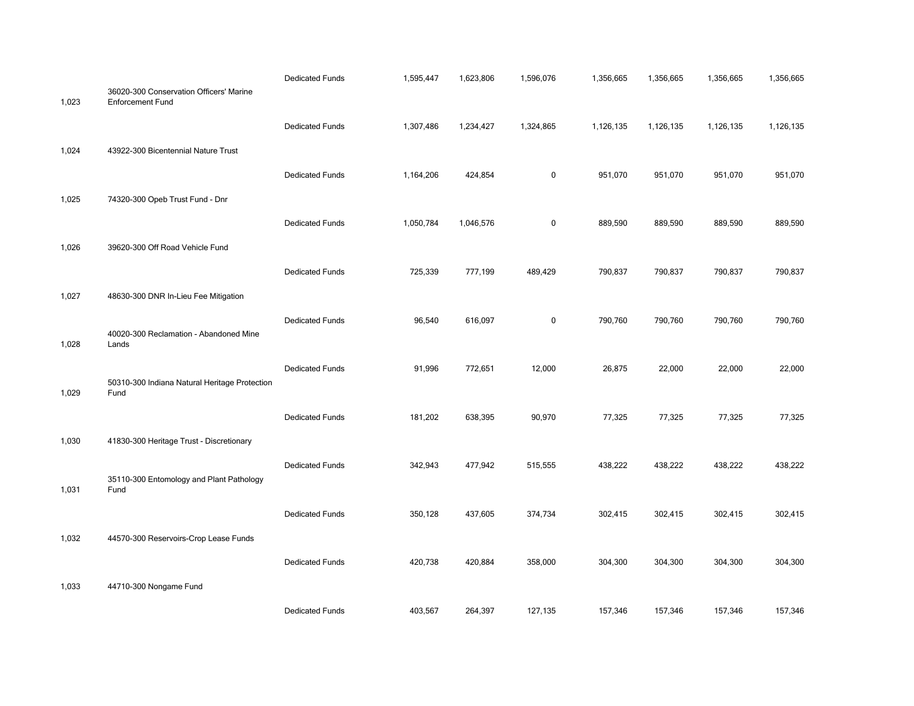| | | | | | | | | | |
|---|---|---|---|---|---|---|---|---|---|
| | | Dedicated Funds | 1,595,447 | 1,623,806 | 1,596,076 | 1,356,665 | 1,356,665 | 1,356,665 | 1,356,665 |
| 1,023 | 36020-300 Conservation Officers' Marine Enforcement Fund | | | | | | | | |
| | | Dedicated Funds | 1,307,486 | 1,234,427 | 1,324,865 | 1,126,135 | 1,126,135 | 1,126,135 | 1,126,135 |
| 1,024 | 43922-300 Bicentennial Nature Trust | | | | | | | | |
| | | Dedicated Funds | 1,164,206 | 424,854 | 0 | 951,070 | 951,070 | 951,070 | 951,070 |
| 1,025 | 74320-300 Opeb Trust Fund - Dnr | | | | | | | | |
| | | Dedicated Funds | 1,050,784 | 1,046,576 | 0 | 889,590 | 889,590 | 889,590 | 889,590 |
| 1,026 | 39620-300 Off Road Vehicle Fund | | | | | | | | |
| | | Dedicated Funds | 725,339 | 777,199 | 489,429 | 790,837 | 790,837 | 790,837 | 790,837 |
| 1,027 | 48630-300 DNR In-Lieu Fee Mitigation | | | | | | | | |
| | | Dedicated Funds | 96,540 | 616,097 | 0 | 790,760 | 790,760 | 790,760 | 790,760 |
| 1,028 | 40020-300 Reclamation - Abandoned Mine Lands | | | | | | | | |
| | | Dedicated Funds | 91,996 | 772,651 | 12,000 | 26,875 | 22,000 | 22,000 | 22,000 |
| 1,029 | 50310-300 Indiana Natural Heritage Protection Fund | | | | | | | | |
| | | Dedicated Funds | 181,202 | 638,395 | 90,970 | 77,325 | 77,325 | 77,325 | 77,325 |
| 1,030 | 41830-300 Heritage Trust - Discretionary | | | | | | | | |
| | | Dedicated Funds | 342,943 | 477,942 | 515,555 | 438,222 | 438,222 | 438,222 | 438,222 |
| 1,031 | 35110-300 Entomology and Plant Pathology Fund | | | | | | | | |
| | | Dedicated Funds | 350,128 | 437,605 | 374,734 | 302,415 | 302,415 | 302,415 | 302,415 |
| 1,032 | 44570-300 Reservoirs-Crop Lease Funds | | | | | | | | |
| | | Dedicated Funds | 420,738 | 420,884 | 358,000 | 304,300 | 304,300 | 304,300 | 304,300 |
| 1,033 | 44710-300 Nongame Fund | | | | | | | | |
| | | Dedicated Funds | 403,567 | 264,397 | 127,135 | 157,346 | 157,346 | 157,346 | 157,346 |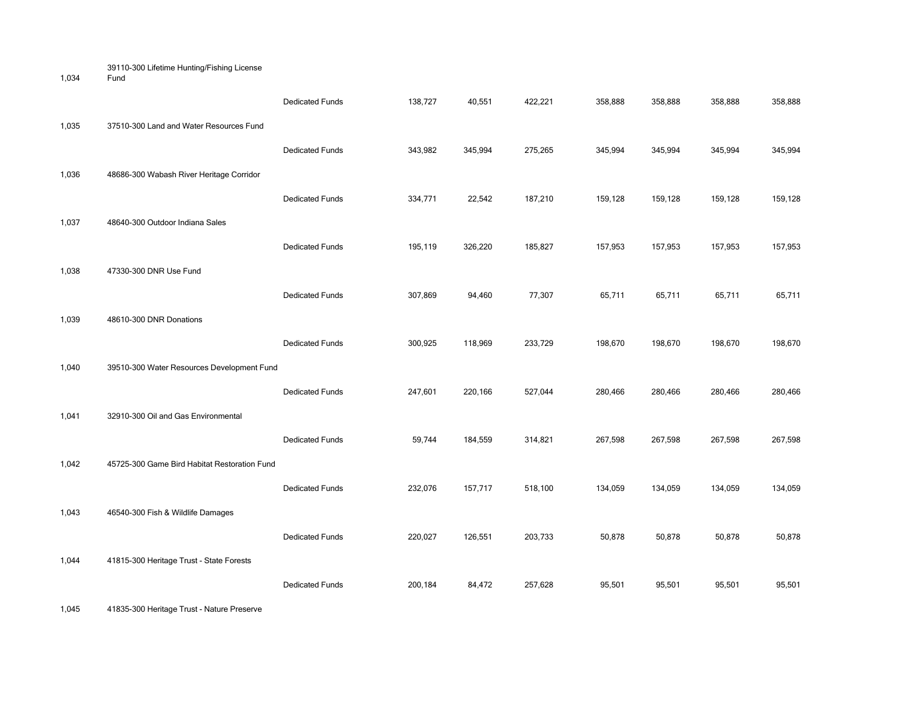| | | | | | | | | | |
|---|---|---|---|---|---|---|---|---|---|
| 1,034 | 39110-300 Lifetime Hunting/Fishing License Fund | | | | | | | | |
| | | Dedicated Funds | 138,727 | 40,551 | 422,221 | 358,888 | 358,888 | 358,888 | 358,888 |
| 1,035 | 37510-300 Land and Water Resources Fund | | | | | | | | |
| | | Dedicated Funds | 343,982 | 345,994 | 275,265 | 345,994 | 345,994 | 345,994 | 345,994 |
| 1,036 | 48686-300 Wabash River Heritage Corridor | | | | | | | | |
| | | Dedicated Funds | 334,771 | 22,542 | 187,210 | 159,128 | 159,128 | 159,128 | 159,128 |
| 1,037 | 48640-300 Outdoor Indiana Sales | | | | | | | | |
| | | Dedicated Funds | 195,119 | 326,220 | 185,827 | 157,953 | 157,953 | 157,953 | 157,953 |
| 1,038 | 47330-300 DNR Use Fund | | | | | | | | |
| | | Dedicated Funds | 307,869 | 94,460 | 77,307 | 65,711 | 65,711 | 65,711 | 65,711 |
| 1,039 | 48610-300 DNR Donations | | | | | | | | |
| | | Dedicated Funds | 300,925 | 118,969 | 233,729 | 198,670 | 198,670 | 198,670 | 198,670 |
| 1,040 | 39510-300 Water Resources Development Fund | | | | | | | | |
| | | Dedicated Funds | 247,601 | 220,166 | 527,044 | 280,466 | 280,466 | 280,466 | 280,466 |
| 1,041 | 32910-300 Oil and Gas Environmental | | | | | | | | |
| | | Dedicated Funds | 59,744 | 184,559 | 314,821 | 267,598 | 267,598 | 267,598 | 267,598 |
| 1,042 | 45725-300 Game Bird Habitat Restoration Fund | | | | | | | | |
| | | Dedicated Funds | 232,076 | 157,717 | 518,100 | 134,059 | 134,059 | 134,059 | 134,059 |
| 1,043 | 46540-300 Fish & Wildlife Damages | | | | | | | | |
| | | Dedicated Funds | 220,027 | 126,551 | 203,733 | 50,878 | 50,878 | 50,878 | 50,878 |
| 1,044 | 41815-300 Heritage Trust - State Forests | | | | | | | | |
| | | Dedicated Funds | 200,184 | 84,472 | 257,628 | 95,501 | 95,501 | 95,501 | 95,501 |
| 1,045 | 41835-300 Heritage Trust - Nature Preserve | | | | | | | | |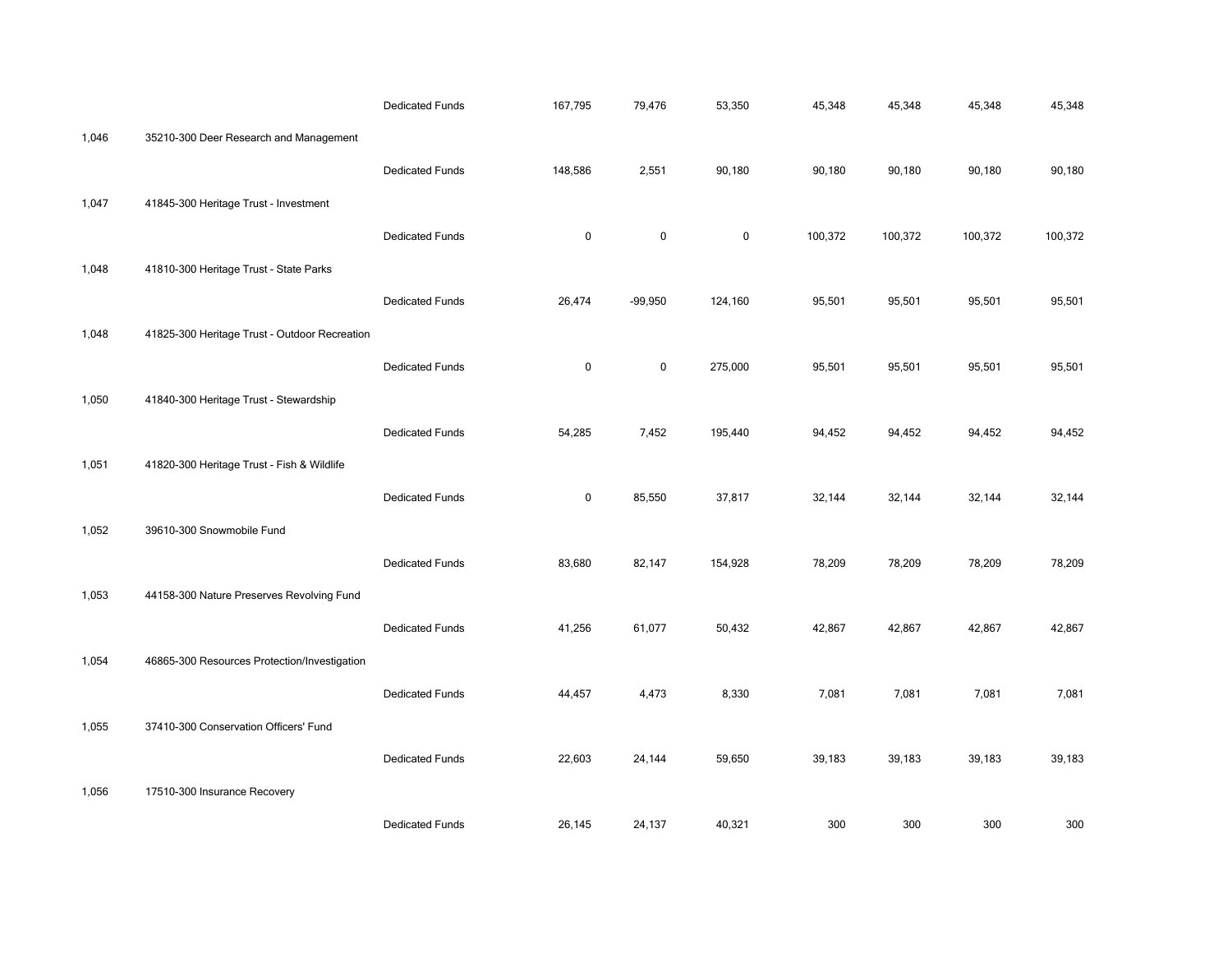| | | | | | | | | | |
|---|---|---|---|---|---|---|---|---|---|
| | | Dedicated Funds | 167,795 | 79,476 | 53,350 | 45,348 | 45,348 | 45,348 | 45,348 |
| 1,046 | 35210-300 Deer Research and Management | | | | | | | | |
| | | Dedicated Funds | 148,586 | 2,551 | 90,180 | 90,180 | 90,180 | 90,180 | 90,180 |
| 1,047 | 41845-300 Heritage Trust - Investment | | | | | | | | |
| | | Dedicated Funds | 0 | 0 | 0 | 100,372 | 100,372 | 100,372 | 100,372 |
| 1,048 | 41810-300 Heritage Trust - State Parks | | | | | | | | |
| | | Dedicated Funds | 26,474 | -99,950 | 124,160 | 95,501 | 95,501 | 95,501 | 95,501 |
| 1,048 | 41825-300 Heritage Trust - Outdoor Recreation | | | | | | | | |
| | | Dedicated Funds | 0 | 0 | 275,000 | 95,501 | 95,501 | 95,501 | 95,501 |
| 1,050 | 41840-300 Heritage Trust - Stewardship | | | | | | | | |
| | | Dedicated Funds | 54,285 | 7,452 | 195,440 | 94,452 | 94,452 | 94,452 | 94,452 |
| 1,051 | 41820-300 Heritage Trust - Fish & Wildlife | | | | | | | | |
| | | Dedicated Funds | 0 | 85,550 | 37,817 | 32,144 | 32,144 | 32,144 | 32,144 |
| 1,052 | 39610-300 Snowmobile Fund | | | | | | | | |
| | | Dedicated Funds | 83,680 | 82,147 | 154,928 | 78,209 | 78,209 | 78,209 | 78,209 |
| 1,053 | 44158-300 Nature Preserves Revolving Fund | | | | | | | | |
| | | Dedicated Funds | 41,256 | 61,077 | 50,432 | 42,867 | 42,867 | 42,867 | 42,867 |
| 1,054 | 46865-300 Resources Protection/Investigation | | | | | | | | |
| | | Dedicated Funds | 44,457 | 4,473 | 8,330 | 7,081 | 7,081 | 7,081 | 7,081 |
| 1,055 | 37410-300 Conservation Officers' Fund | | | | | | | | |
| | | Dedicated Funds | 22,603 | 24,144 | 59,650 | 39,183 | 39,183 | 39,183 | 39,183 |
| 1,056 | 17510-300 Insurance Recovery | | | | | | | | |
| | | Dedicated Funds | 26,145 | 24,137 | 40,321 | 300 | 300 | 300 | 300 |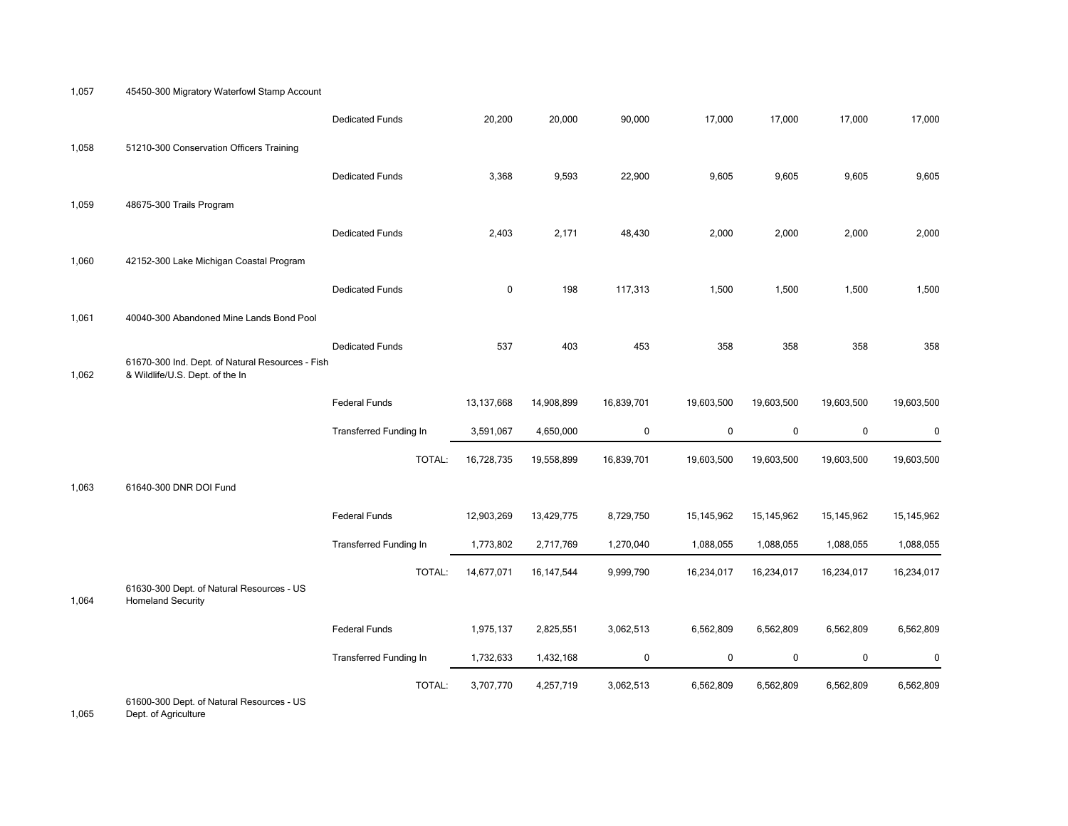| | | | | | | | | | |
|---|---|---|---|---|---|---|---|---|---|
| 1,057 | 45450-300 Migratory Waterfowl Stamp Account | | | | | | | | |
| | | Dedicated Funds | 20,200 | 20,000 | 90,000 | 17,000 | 17,000 | 17,000 | 17,000 |
| 1,058 | 51210-300 Conservation Officers Training | | | | | | | | |
| | | Dedicated Funds | 3,368 | 9,593 | 22,900 | 9,605 | 9,605 | 9,605 | 9,605 |
| 1,059 | 48675-300 Trails Program | | | | | | | | |
| | | Dedicated Funds | 2,403 | 2,171 | 48,430 | 2,000 | 2,000 | 2,000 | 2,000 |
| 1,060 | 42152-300 Lake Michigan Coastal Program | | | | | | | | |
| | | Dedicated Funds | 0 | 198 | 117,313 | 1,500 | 1,500 | 1,500 | 1,500 |
| 1,061 | 40040-300 Abandoned Mine Lands Bond Pool | | | | | | | | |
| | | Dedicated Funds | 537 | 403 | 453 | 358 | 358 | 358 | 358 |
| 1,062 | 61670-300 Ind. Dept. of Natural Resources - Fish & Wildlife/U.S. Dept. of the In | | | | | | | | |
| | | Federal Funds | 13,137,668 | 14,908,899 | 16,839,701 | 19,603,500 | 19,603,500 | 19,603,500 | 19,603,500 |
| | | Transferred Funding In | 3,591,067 | 4,650,000 | 0 | 0 | 0 | 0 | 0 |
| | | TOTAL: | 16,728,735 | 19,558,899 | 16,839,701 | 19,603,500 | 19,603,500 | 19,603,500 | 19,603,500 |
| 1,063 | 61640-300 DNR DOI Fund | | | | | | | | |
| | | Federal Funds | 12,903,269 | 13,429,775 | 8,729,750 | 15,145,962 | 15,145,962 | 15,145,962 | 15,145,962 |
| | | Transferred Funding In | 1,773,802 | 2,717,769 | 1,270,040 | 1,088,055 | 1,088,055 | 1,088,055 | 1,088,055 |
| | | TOTAL: | 14,677,071 | 16,147,544 | 9,999,790 | 16,234,017 | 16,234,017 | 16,234,017 | 16,234,017 |
| 1,064 | 61630-300 Dept. of Natural Resources - US Homeland Security | | | | | | | | |
| | | Federal Funds | 1,975,137 | 2,825,551 | 3,062,513 | 6,562,809 | 6,562,809 | 6,562,809 | 6,562,809 |
| | | Transferred Funding In | 1,732,633 | 1,432,168 | 0 | 0 | 0 | 0 | 0 |
| | | TOTAL: | 3,707,770 | 4,257,719 | 3,062,513 | 6,562,809 | 6,562,809 | 6,562,809 | 6,562,809 |
| 1,065 | 61600-300 Dept. of Natural Resources - US Dept. of Agriculture | | | | | | | | |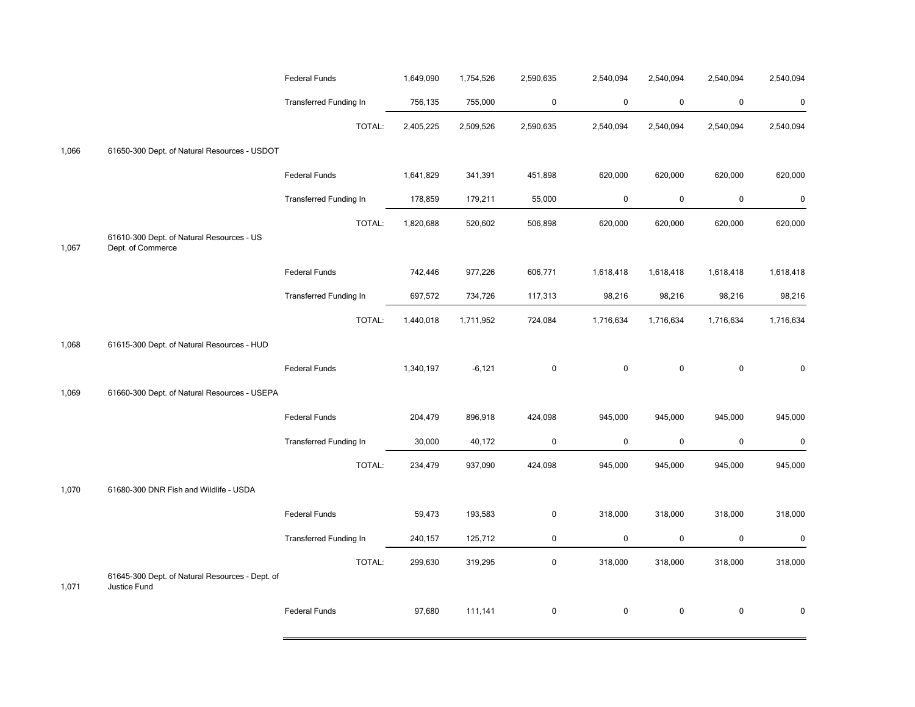| | | | | | | | | | |
|---|---|---|---|---|---|---|---|---|---|
| | | Federal Funds | 1,649,090 | 1,754,526 | 2,590,635 | 2,540,094 | 2,540,094 | 2,540,094 | 2,540,094 |
| | | Transferred Funding In | 756,135 | 755,000 | 0 | 0 | 0 | 0 | 0 |
| | | TOTAL: | 2,405,225 | 2,509,526 | 2,590,635 | 2,540,094 | 2,540,094 | 2,540,094 | 2,540,094 |
| 1,066 | 61650-300 Dept. of Natural Resources - USDOT | | | | | | | | |
| | | Federal Funds | 1,641,829 | 341,391 | 451,898 | 620,000 | 620,000 | 620,000 | 620,000 |
| | | Transferred Funding In | 178,859 | 179,211 | 55,000 | 0 | 0 | 0 | 0 |
| | | TOTAL: | 1,820,688 | 520,602 | 506,898 | 620,000 | 620,000 | 620,000 | 620,000 |
| 1,067 | 61610-300 Dept. of Natural Resources - US Dept. of Commerce | | | | | | | | |
| | | Federal Funds | 742,446 | 977,226 | 606,771 | 1,618,418 | 1,618,418 | 1,618,418 | 1,618,418 |
| | | Transferred Funding In | 697,572 | 734,726 | 117,313 | 98,216 | 98,216 | 98,216 | 98,216 |
| | | TOTAL: | 1,440,018 | 1,711,952 | 724,084 | 1,716,634 | 1,716,634 | 1,716,634 | 1,716,634 |
| 1,068 | 61615-300 Dept. of Natural Resources - HUD | | | | | | | | |
| | | Federal Funds | 1,340,197 | -6,121 | 0 | 0 | 0 | 0 | 0 |
| 1,069 | 61660-300 Dept. of Natural Resources - USEPA | | | | | | | | |
| | | Federal Funds | 204,479 | 896,918 | 424,098 | 945,000 | 945,000 | 945,000 | 945,000 |
| | | Transferred Funding In | 30,000 | 40,172 | 0 | 0 | 0 | 0 | 0 |
| | | TOTAL: | 234,479 | 937,090 | 424,098 | 945,000 | 945,000 | 945,000 | 945,000 |
| 1,070 | 61680-300 DNR Fish and Wildlife - USDA | | | | | | | | |
| | | Federal Funds | 59,473 | 193,583 | 0 | 318,000 | 318,000 | 318,000 | 318,000 |
| | | Transferred Funding In | 240,157 | 125,712 | 0 | 0 | 0 | 0 | 0 |
| | | TOTAL: | 299,630 | 319,295 | 0 | 318,000 | 318,000 | 318,000 | 318,000 |
| 1,071 | 61645-300 Dept. of Natural Resources - Dept. of Justice Fund | | | | | | | | |
| | | Federal Funds | 97,680 | 111,141 | 0 | 0 | 0 | 0 | 0 |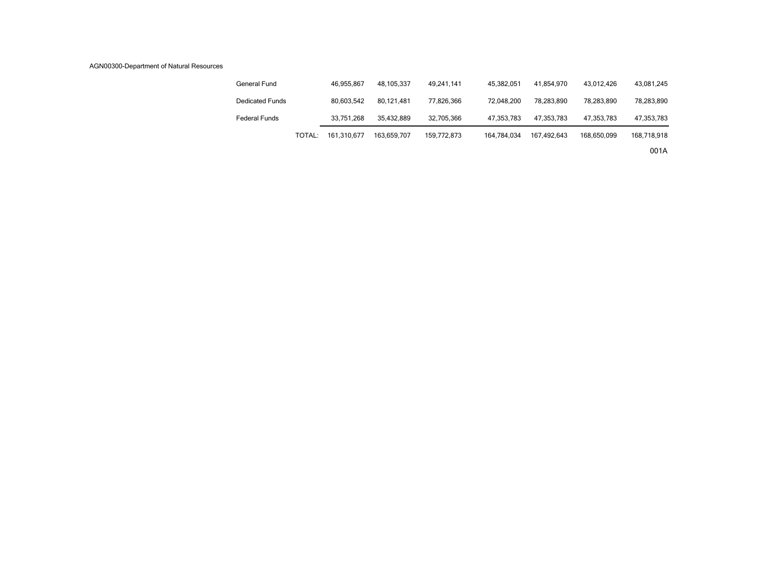AGN00300-Department of Natural Resources

| | | | | | | | | |
|---|---|---|---|---|---|---|---|---|
| General Fund | | 46,955,867 | 48,105,337 | 49,241,141 | 45,382,051 | 41,854,970 | 43,012,426 | 43,081,245 |
| Dedicated Funds | | 80,603,542 | 80,121,481 | 77,826,366 | 72,048,200 | 78,283,890 | 78,283,890 | 78,283,890 |
| Federal Funds | | 33,751,268 | 35,432,889 | 32,705,366 | 47,353,783 | 47,353,783 | 47,353,783 | 47,353,783 |
| | TOTAL: | 161,310,677 | 163,659,707 | 159,772,873 | 164,784,034 | 167,492,643 | 168,650,099 | 168,718,918 |

001A